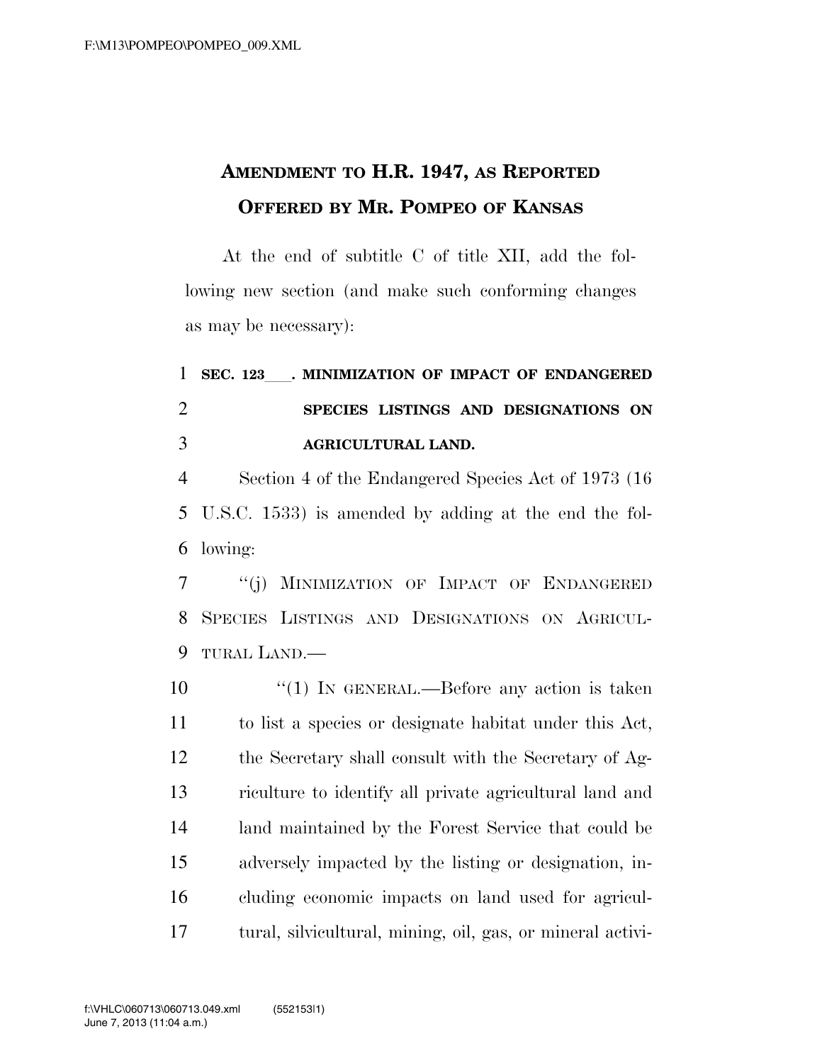# AMENDMENT TO H.R. 1947, AS REPORTED OFFERED BY MR. POMPEO OF KANSAS

At the end of subtitle C of title XII, add the following new section (and make such conforming changes as may be necessary):

**SEC. 123___. MINIMIZATION OF IMPACT OF ENDANGERED SPECIES LISTINGS AND DESIGNATIONS ON AGRICULTURAL LAND.**

Section 4 of the Endangered Species Act of 1973 (16 U.S.C. 1533) is amended by adding at the end the following:

"(j) MINIMIZATION OF IMPACT OF ENDANGERED SPECIES LISTINGS AND DESIGNATIONS ON AGRICULTURAL LAND.—

"(1) IN GENERAL.—Before any action is taken to list a species or designate habitat under this Act, the Secretary shall consult with the Secretary of Agriculture to identify all private agricultural land and land maintained by the Forest Service that could be adversely impacted by the listing or designation, including economic impacts on land used for agricultural, silvicultural, mining, oil, gas, or mineral activi-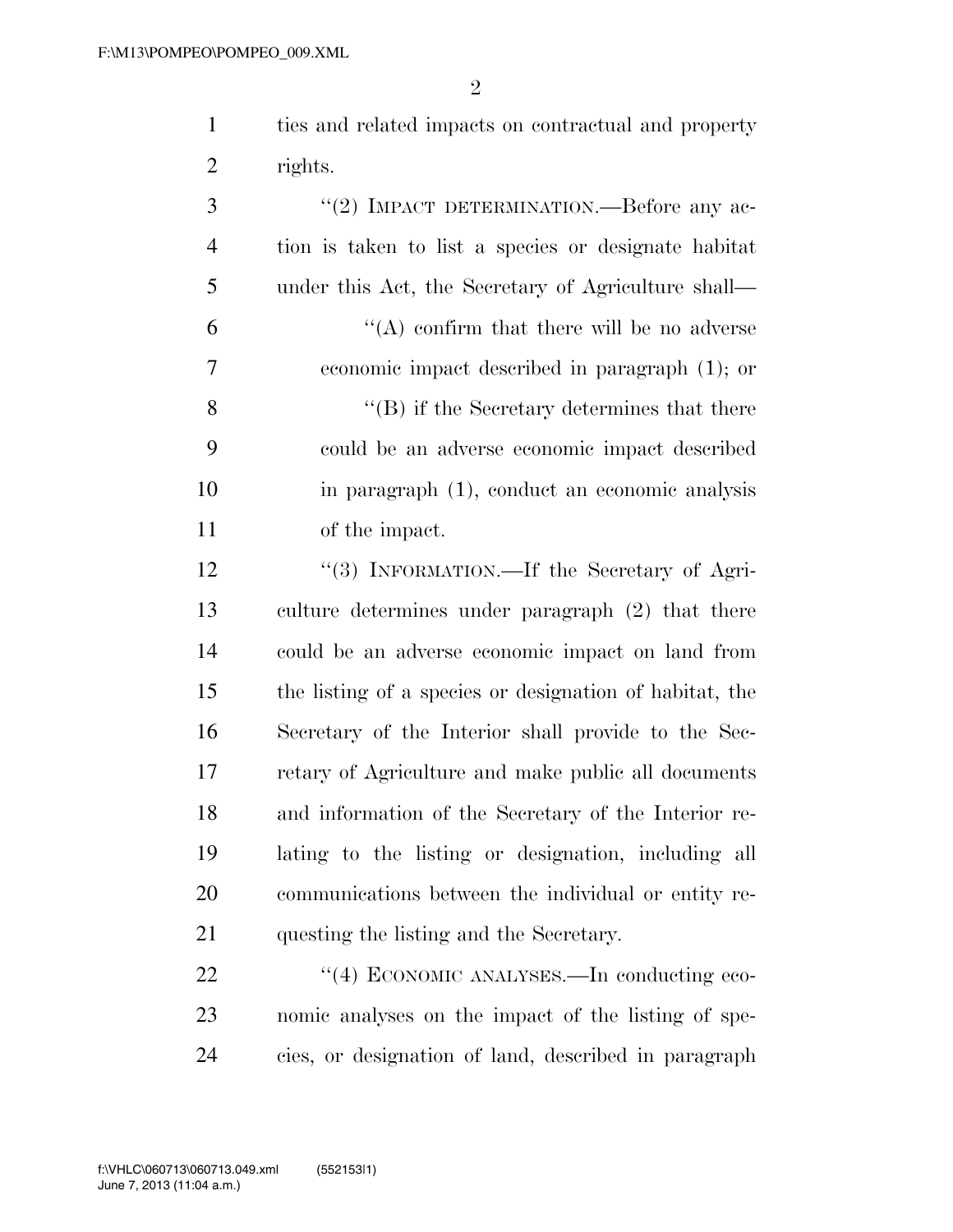ties and related impacts on contractual and property rights.

''(2) IMPACT DETERMINATION.—Before any action is taken to list a species or designate habitat under this Act, the Secretary of Agriculture shall—

''(A) confirm that there will be no adverse economic impact described in paragraph (1); or

''(B) if the Secretary determines that there could be an adverse economic impact described in paragraph (1), conduct an economic analysis of the impact.

''(3) INFORMATION.—If the Secretary of Agriculture determines under paragraph (2) that there could be an adverse economic impact on land from the listing of a species or designation of habitat, the Secretary of the Interior shall provide to the Secretary of Agriculture and make public all documents and information of the Secretary of the Interior relating to the listing or designation, including all communications between the individual or entity requesting the listing and the Secretary.

''(4) ECONOMIC ANALYSES.—In conducting economic analyses on the impact of the listing of species, or designation of land, described in paragraph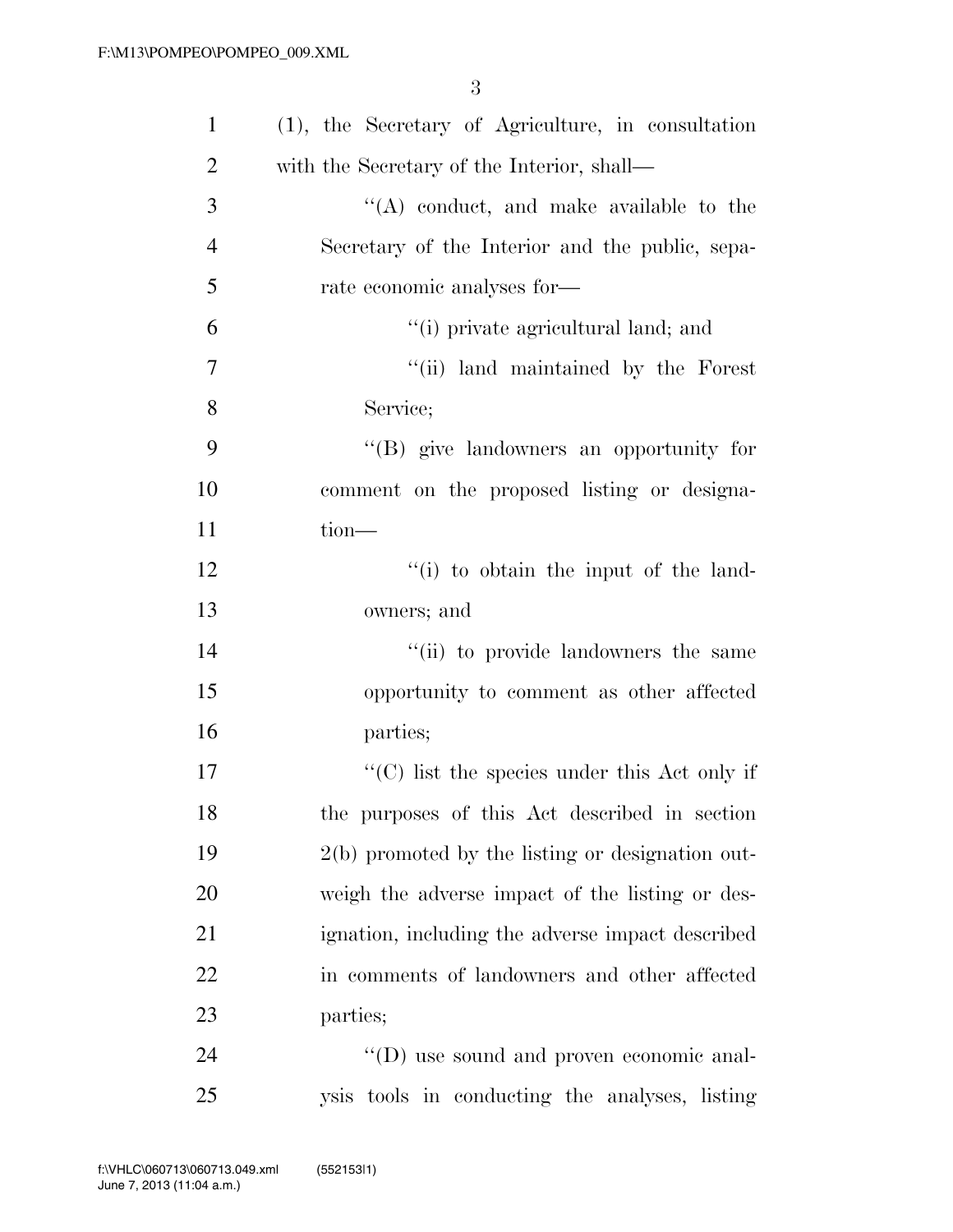(1), the Secretary of Agriculture, in consultation with the Secretary of the Interior, shall—

''(A) conduct, and make available to the Secretary of the Interior and the public, separate economic analyses for—

''(i) private agricultural land; and

''(ii) land maintained by the Forest Service;

''(B) give landowners an opportunity for comment on the proposed listing or designation—

''(i) to obtain the input of the landowners; and

''(ii) to provide landowners the same opportunity to comment as other affected parties;

''(C) list the species under this Act only if the purposes of this Act described in section 2(b) promoted by the listing or designation outweigh the adverse impact of the listing or designation, including the adverse impact described in comments of landowners and other affected parties;

''(D) use sound and proven economic analysis tools in conducting the analyses, listing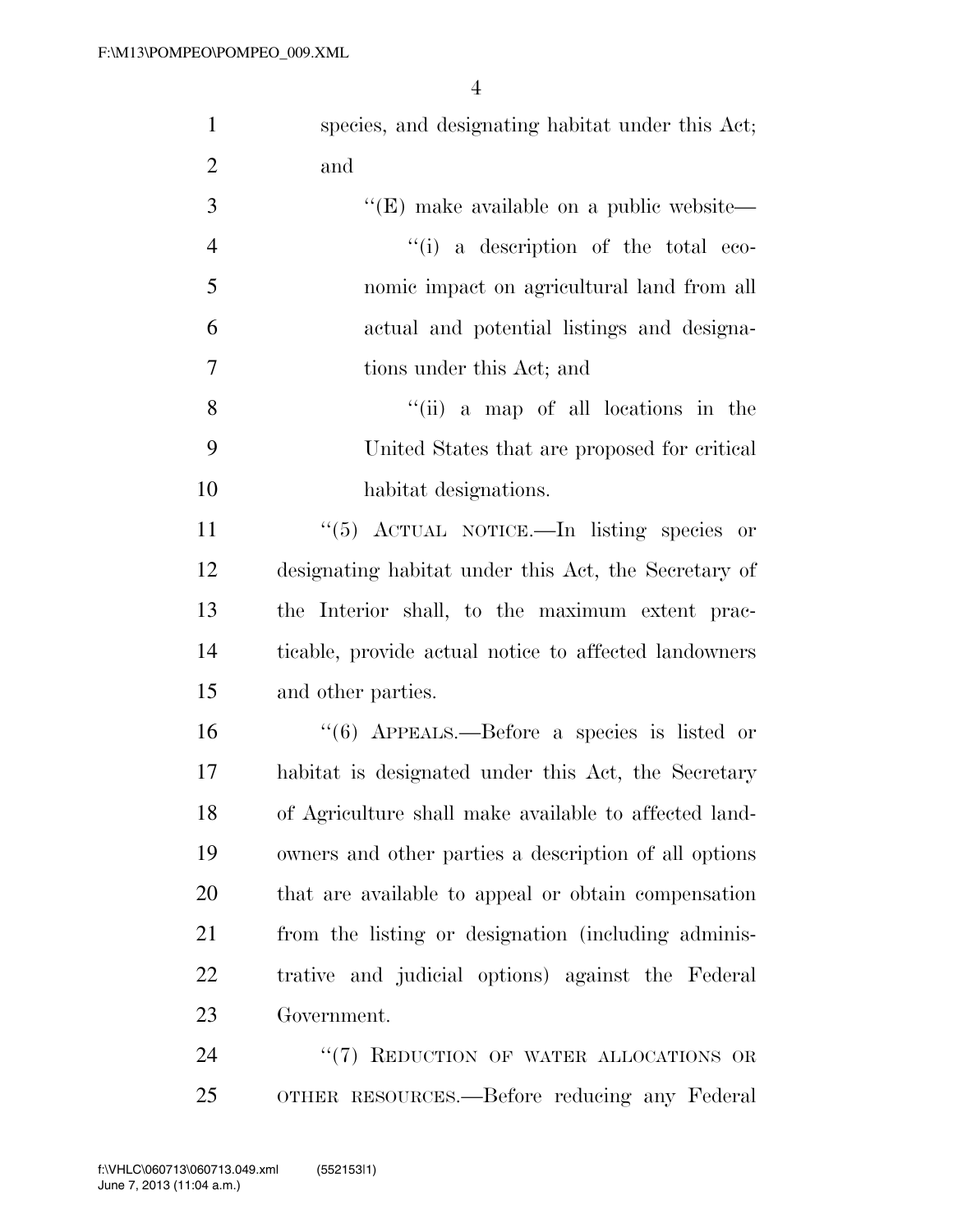species, and designating habitat under this Act; and

''(E) make available on a public website—

''(i) a description of the total economic impact on agricultural land from all actual and potential listings and designations under this Act; and

''(ii) a map of all locations in the United States that are proposed for critical habitat designations.

''(5) ACTUAL NOTICE.—In listing species or designating habitat under this Act, the Secretary of the Interior shall, to the maximum extent practicable, provide actual notice to affected landowners and other parties.

''(6) APPEALS.—Before a species is listed or habitat is designated under this Act, the Secretary of Agriculture shall make available to affected landowners and other parties a description of all options that are available to appeal or obtain compensation from the listing or designation (including administrative and judicial options) against the Federal Government.

''(7) REDUCTION OF WATER ALLOCATIONS OR OTHER RESOURCES.—Before reducing any Federal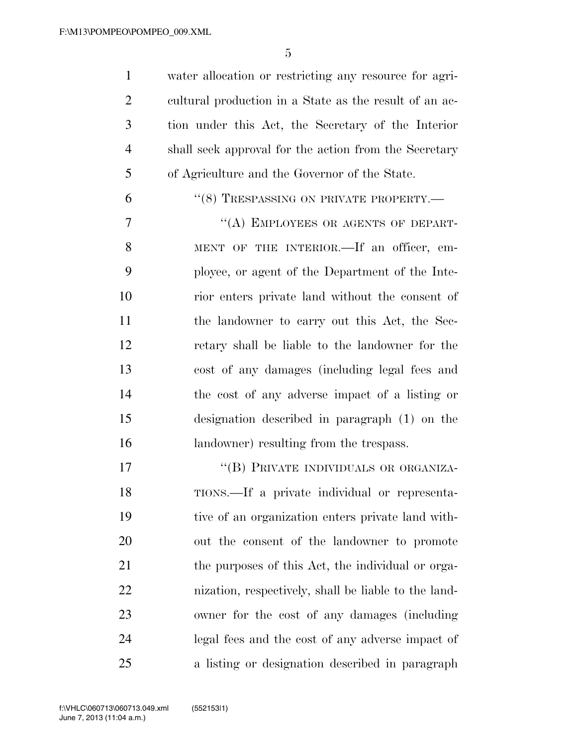water allocation or restricting any resource for agricultural production in a State as the result of an action under this Act, the Secretary of the Interior shall seek approval for the action from the Secretary of Agriculture and the Governor of the State.

"(8) TRESPASSING ON PRIVATE PROPERTY.—

"(A) EMPLOYEES OR AGENTS OF DEPARTMENT OF THE INTERIOR.—If an officer, employee, or agent of the Department of the Interior enters private land without the consent of the landowner to carry out this Act, the Secretary shall be liable to the landowner for the cost of any damages (including legal fees and the cost of any adverse impact of a listing or designation described in paragraph (1) on the landowner) resulting from the trespass.

"(B) PRIVATE INDIVIDUALS OR ORGANIZATIONS.—If a private individual or representative of an organization enters private land without the consent of the landowner to promote the purposes of this Act, the individual or organization, respectively, shall be liable to the landowner for the cost of any damages (including legal fees and the cost of any adverse impact of a listing or designation described in paragraph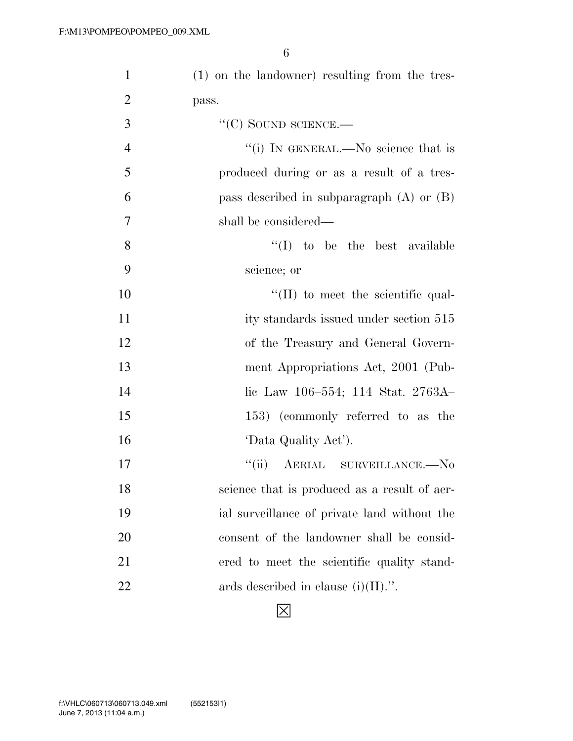(1) on the landowner) resulting from the trespass.

"(C) SOUND SCIENCE.—

"(i) IN GENERAL.—No science that is produced during or as a result of a trespass described in subparagraph (A) or (B) shall be considered—

"(I) to be the best available science; or

"(II) to meet the scientific quality standards issued under section 515 of the Treasury and General Government Appropriations Act, 2001 (Public Law 106–554; 114 Stat. 2763A–153) (commonly referred to as the 'Data Quality Act').

"(ii) AERIAL SURVEILLANCE.—No science that is produced as a result of aerial surveillance of private land without the consent of the landowner shall be considered to meet the scientific quality standards described in clause (i)(II).".